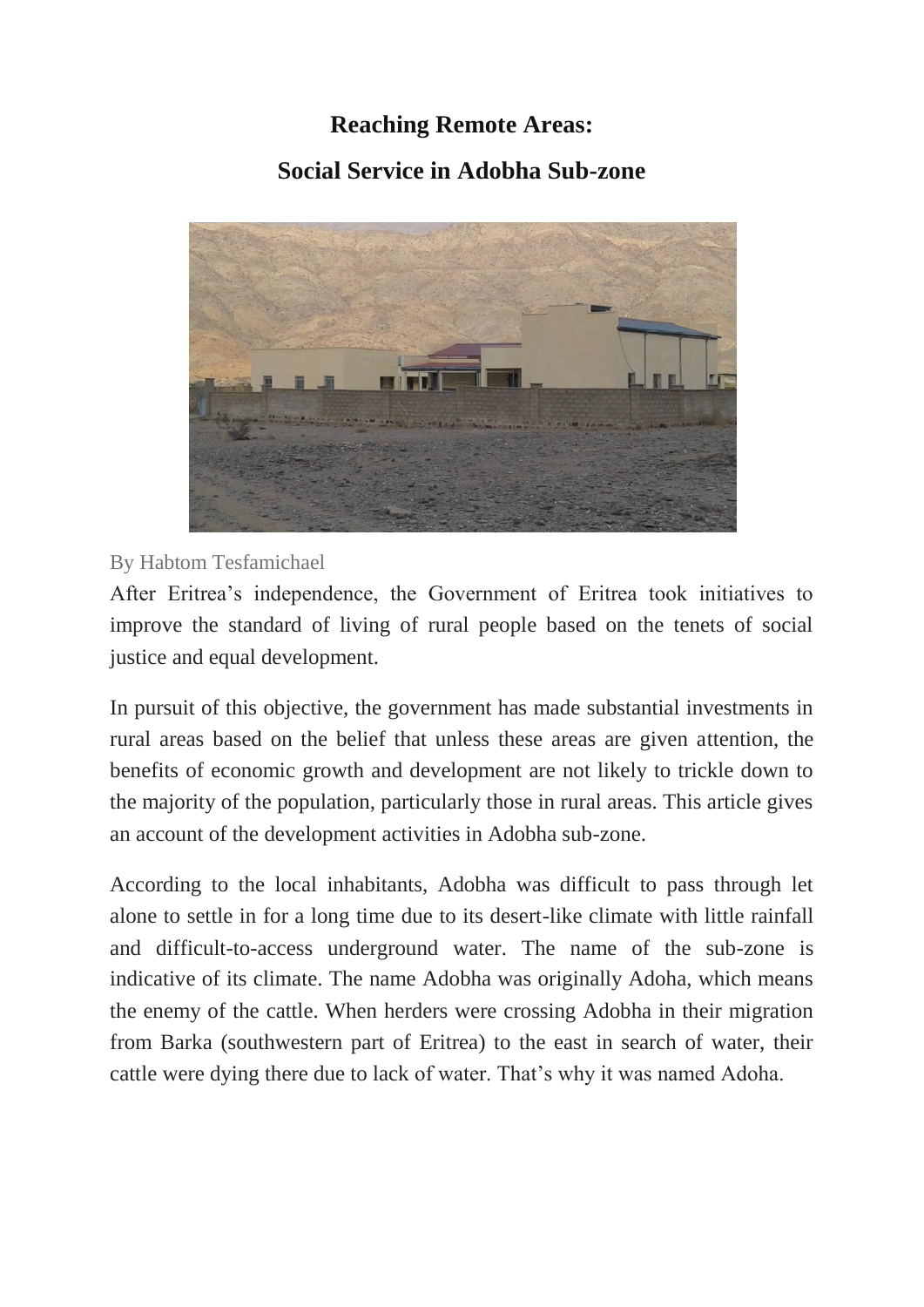# Reaching Remote Areas:

# Social Service in Adobha Sub-zone

By Habtom Tesfamichael

After Eritrea's independence, the Government of Eritrea took initiatives to improve the standard of living of rural people based on the tenets of social justice and equal development.

In pursuit of this objective, the government has made substantial investments in rural areas based on the belief that unless these areas are given attention, the benefits of economic growth and development are not likely to trickle down to the majority of the population, particularly those in rural areas. This article gives an account of the development activities in Adobha sub-zone.

According to the local inhabitants, Adobha was difficult to pass through let alone to settle in for a long time due to its desert-like climate with little rainfall and difficult-to-access underground water. The name of the sub-zone is indicative of its climate. The name Adobha was originally Adoha, which means the enemy of the cattle. When herders were crossing Adobha in their migration from Barka (southwestern part of Eritrea) to the east in search of water, their cattle were dying there due to lack of water. That's why it was named Adoha.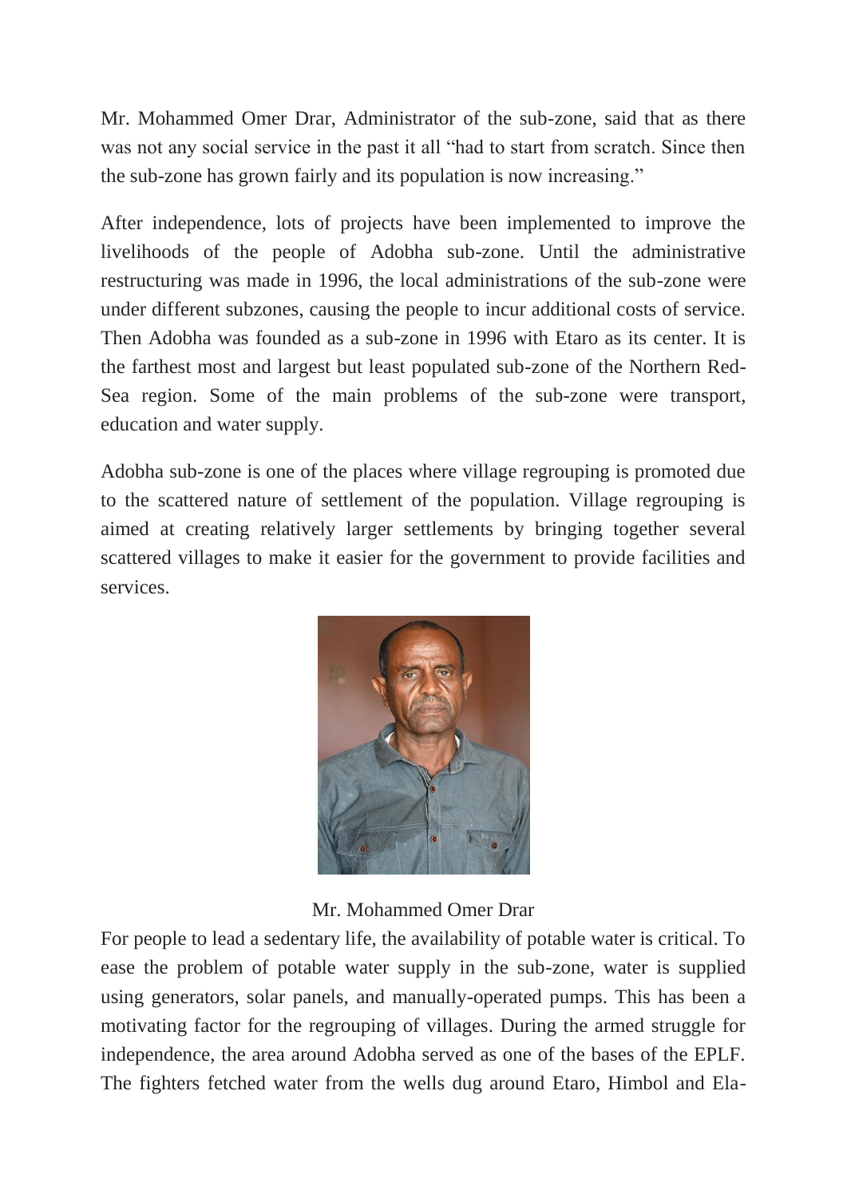Mr. Mohammed Omer Drar, Administrator of the sub-zone, said that as there was not any social service in the past it all "had to start from scratch. Since then the sub-zone has grown fairly and its population is now increasing."

After independence, lots of projects have been implemented to improve the livelihoods of the people of Adobha sub-zone. Until the administrative restructuring was made in 1996, the local administrations of the sub-zone were under different subzones, causing the people to incur additional costs of service. Then Adobha was founded as a sub-zone in 1996 with Etaro as its center. It is the farthest most and largest but least populated sub-zone of the Northern Red-Sea region. Some of the main problems of the sub-zone were transport, education and water supply.

Adobha sub-zone is one of the places where village regrouping is promoted due to the scattered nature of settlement of the population. Village regrouping is aimed at creating relatively larger settlements by bringing together several scattered villages to make it easier for the government to provide facilities and services.

Mr. Mohammed Omer Drar

For people to lead a sedentary life, the availability of potable water is critical. To ease the problem of potable water supply in the sub-zone, water is supplied using generators, solar panels, and manually-operated pumps. This has been a motivating factor for the regrouping of villages. During the armed struggle for independence, the area around Adobha served as one of the bases of the EPLF. The fighters fetched water from the wells dug around Etaro, Himbol and Ela-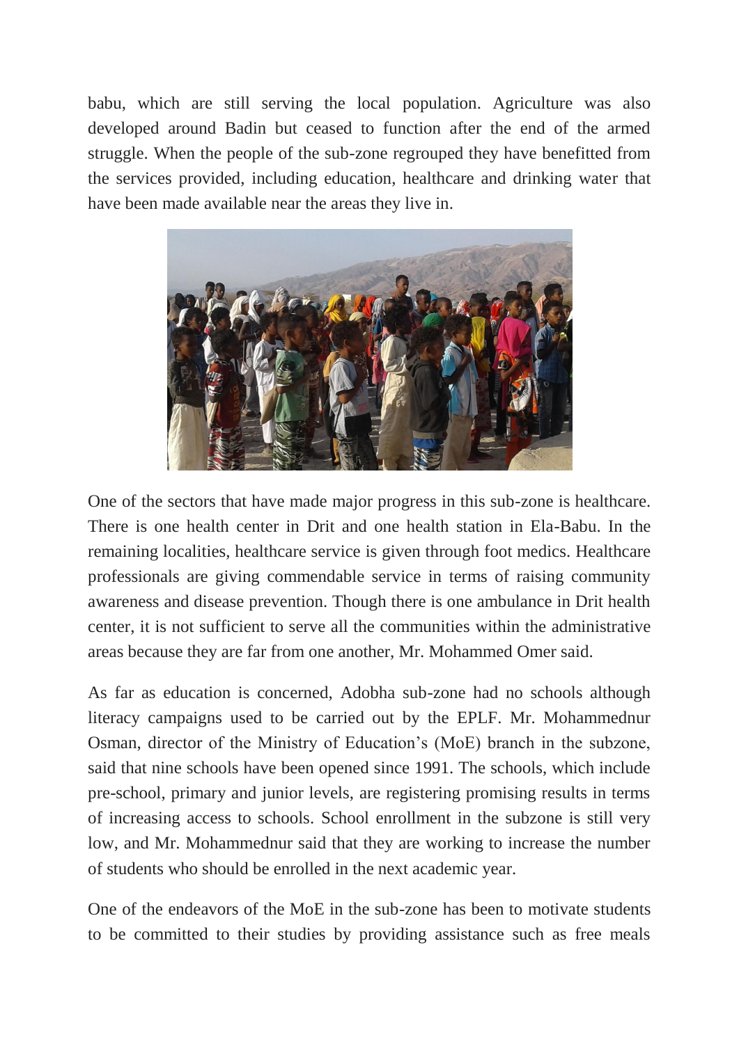babu, which are still serving the local population. Agriculture was also developed around Badin but ceased to function after the end of the armed struggle. When the people of the sub-zone regrouped they have benefitted from the services provided, including education, healthcare and drinking water that have been made available near the areas they live in.

One of the sectors that have made major progress in this sub-zone is healthcare. There is one health center in Drit and one health station in Ela-Babu. In the remaining localities, healthcare service is given through foot medics. Healthcare professionals are giving commendable service in terms of raising community awareness and disease prevention. Though there is one ambulance in Drit health center, it is not sufficient to serve all the communities within the administrative areas because they are far from one another, Mr. Mohammed Omer said.

As far as education is concerned, Adobha sub-zone had no schools although literacy campaigns used to be carried out by the EPLF. Mr. Mohammednur Osman, director of the Ministry of Education's (MoE) branch in the subzone, said that nine schools have been opened since 1991. The schools, which include pre-school, primary and junior levels, are registering promising results in terms of increasing access to schools. School enrollment in the subzone is still very low, and Mr. Mohammednur said that they are working to increase the number of students who should be enrolled in the next academic year.

One of the endeavors of the MoE in the sub-zone has been to motivate students to be committed to their studies by providing assistance such as free meals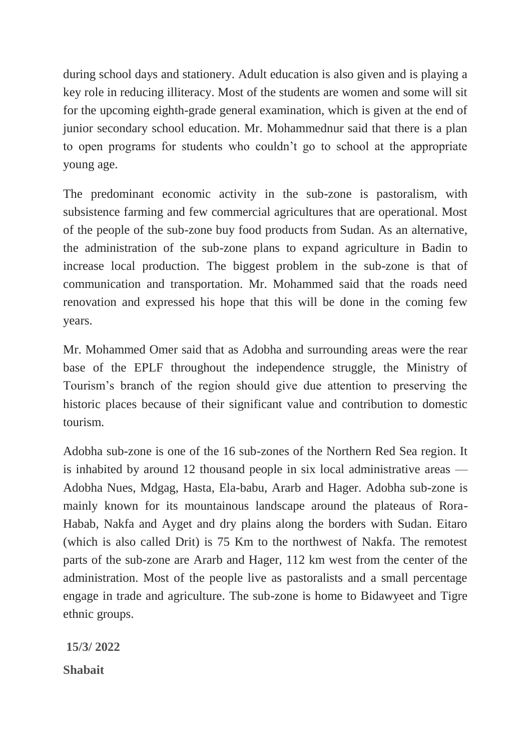during school days and stationery. Adult education is also given and is playing a key role in reducing illiteracy. Most of the students are women and some will sit for the upcoming eighth-grade general examination, which is given at the end of junior secondary school education. Mr. Mohammednur said that there is a plan to open programs for students who couldn't go to school at the appropriate young age.

The predominant economic activity in the sub-zone is pastoralism, with subsistence farming and few commercial agricultures that are operational. Most of the people of the sub-zone buy food products from Sudan. As an alternative, the administration of the sub-zone plans to expand agriculture in Badin to increase local production. The biggest problem in the sub-zone is that of communication and transportation. Mr. Mohammed said that the roads need renovation and expressed his hope that this will be done in the coming few years.

Mr. Mohammed Omer said that as Adobha and surrounding areas were the rear base of the EPLF throughout the independence struggle, the Ministry of Tourism's branch of the region should give due attention to preserving the historic places because of their significant value and contribution to domestic tourism.

Adobha sub-zone is one of the 16 sub-zones of the Northern Red Sea region. It is inhabited by around 12 thousand people in six local administrative areas — Adobha Nues, Mdgag, Hasta, Ela-babu, Ararb and Hager. Adobha sub-zone is mainly known for its mountainous landscape around the plateaus of Rora-Habab, Nakfa and Ayget and dry plains along the borders with Sudan. Eitaro (which is also called Drit) is 75 Km to the northwest of Nakfa. The remotest parts of the sub-zone are Ararb and Hager, 112 km west from the center of the administration. Most of the people live as pastoralists and a small percentage engage in trade and agriculture. The sub-zone is home to Bidawyeet and Tigre ethnic groups.

**15/3/ 2022**

**Shabait**